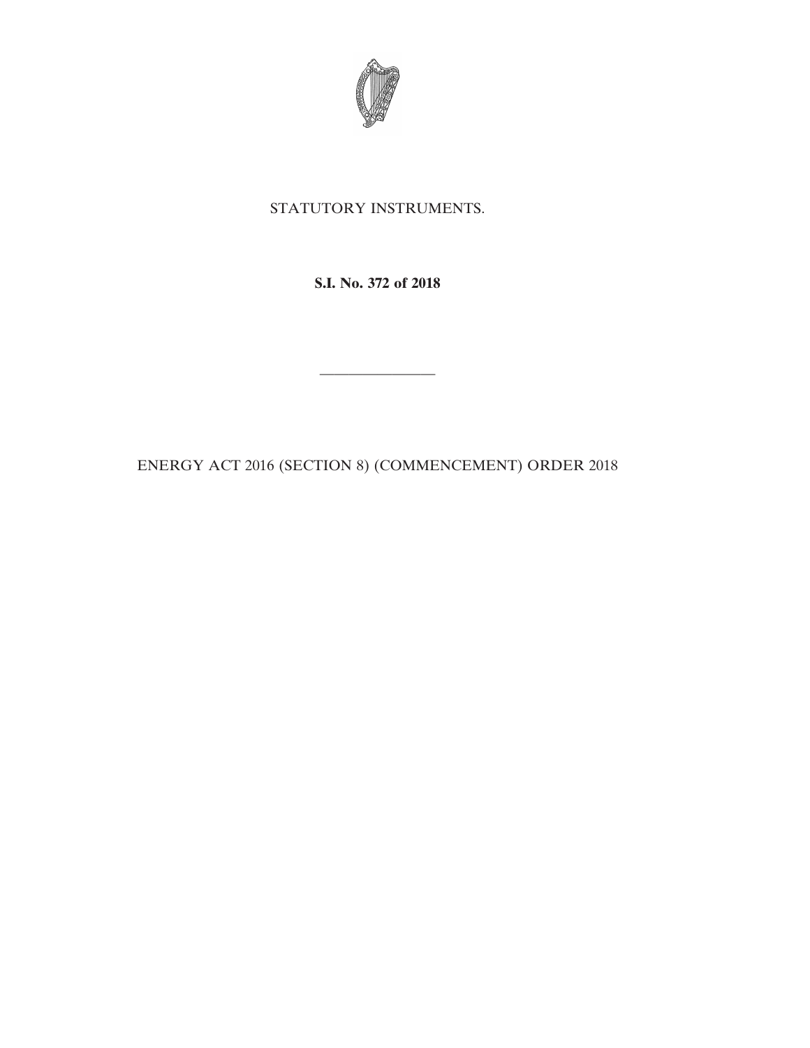STATUTORY INSTRUMENTS.

**S.I. No. 372 of 2018**

---

ENERGY ACT 2016 (SECTION 8) (COMMENCEMENT) ORDER 2018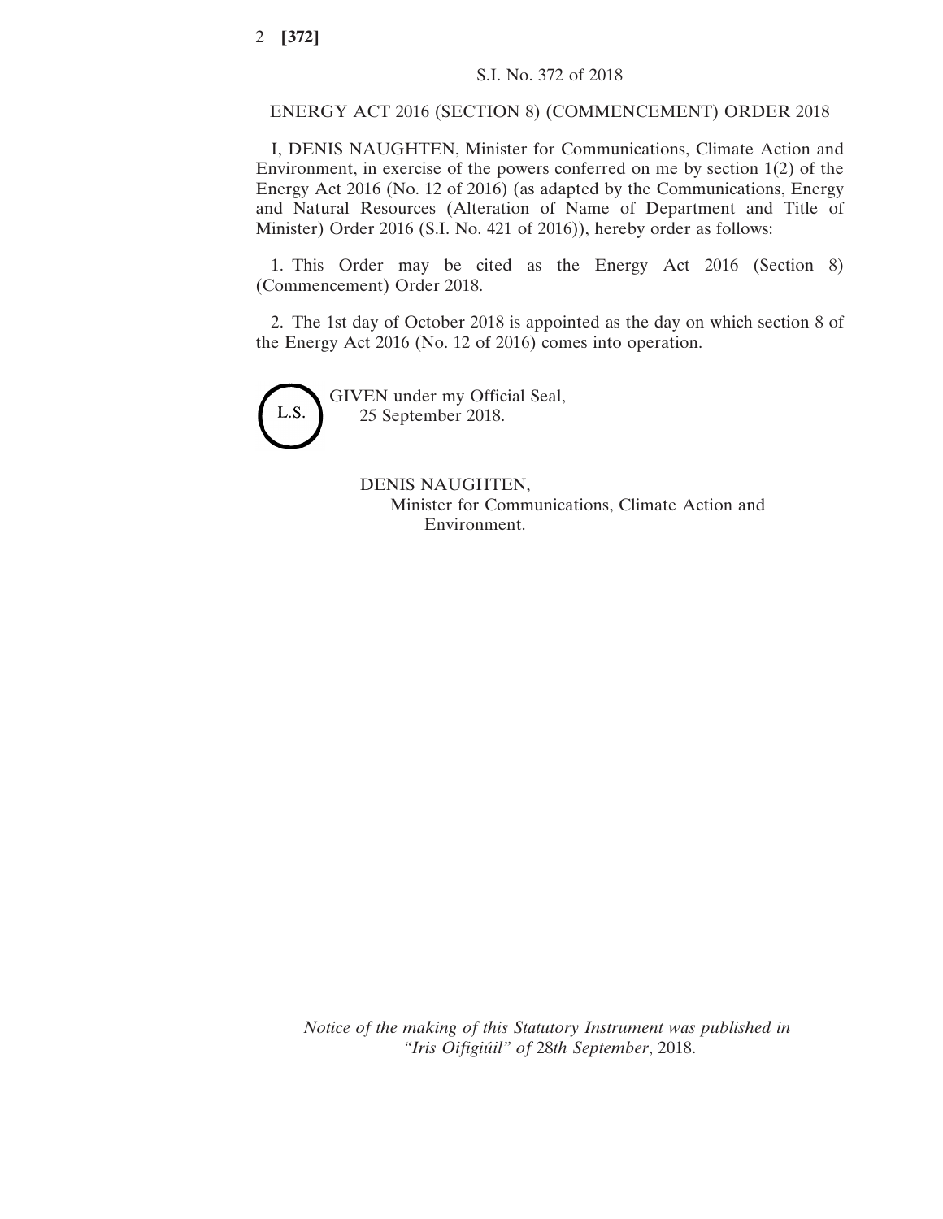S.I. No. 372 of 2018

ENERGY ACT 2016 (SECTION 8) (COMMENCEMENT) ORDER 2018

I, DENIS NAUGHTEN, Minister for Communications, Climate Action and Environment, in exercise of the powers conferred on me by section 1(2) of the Energy Act 2016 (No. 12 of 2016) (as adapted by the Communications, Energy and Natural Resources (Alteration of Name of Department and Title of Minister) Order 2016 (S.I. No. 421 of 2016)), hereby order as follows:

1. This Order may be cited as the Energy Act 2016 (Section 8) (Commencement) Order 2018.

2. The 1st day of October 2018 is appointed as the day on which section 8 of the Energy Act 2016 (No. 12 of 2016) comes into operation.

L.S.

GIVEN under my Official Seal,
25 September 2018.

DENIS NAUGHTEN,
Minister for Communications, Climate Action and Environment.

*Notice of the making of this Statutory Instrument was published in "Iris Oifigiúil" of 28th September, 2018.*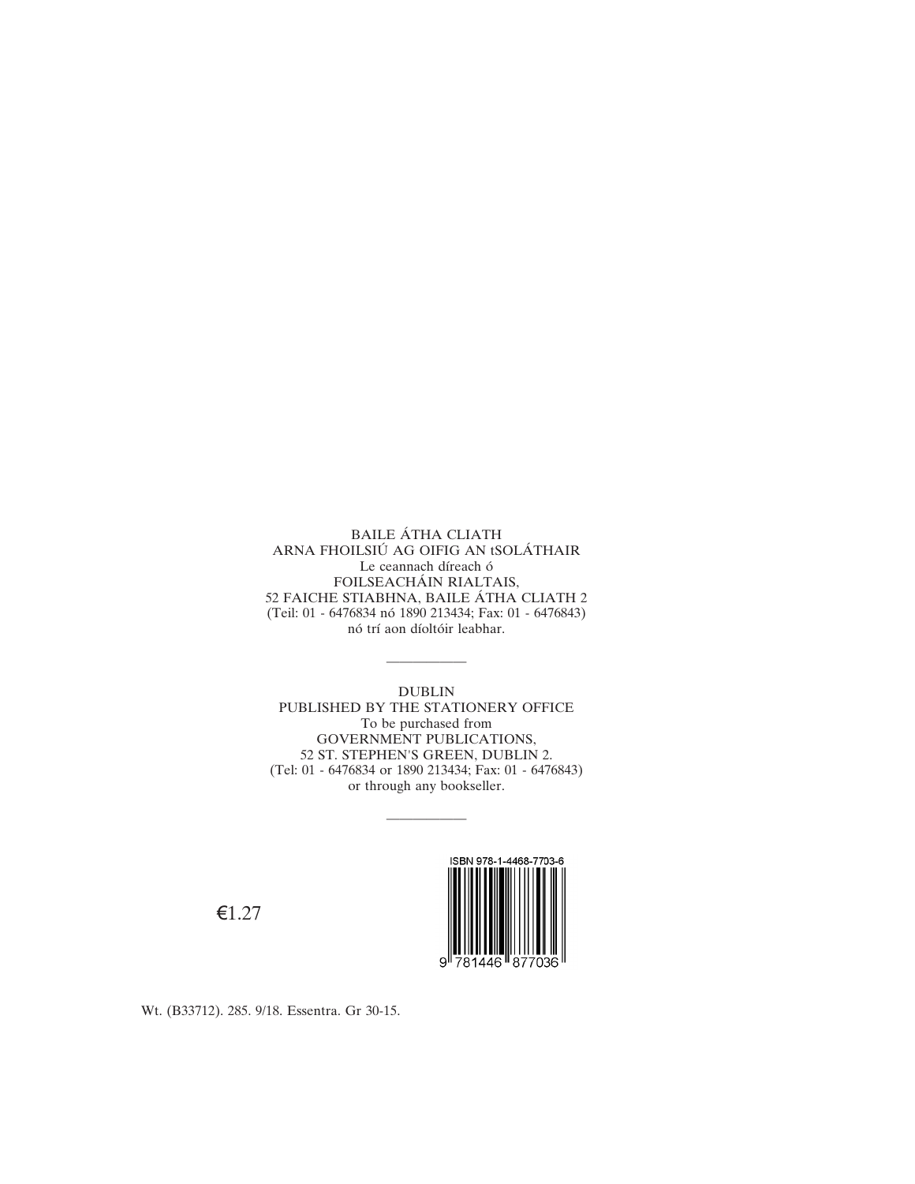BAILE ÁTHA CLIATH
ARNA FHOILSIÚ AG OIFIG AN tSOLÁTHAIR
Le ceannach díreach ó
FOILSEACHÁIN RIALTAIS,
52 FAICHE STIABHNA, BAILE ÁTHA CLIATH 2
(Teil: 01 - 6476834 nó 1890 213434; Fax: 01 - 6476843)
nó trí aon díoltóir leabhar.

---

DUBLIN
PUBLISHED BY THE STATIONERY OFFICE
To be purchased from
GOVERNMENT PUBLICATIONS,
52 ST. STEPHEN'S GREEN, DUBLIN 2.
(Tel: 01 - 6476834 or 1890 213434; Fax: 01 - 6476843)
or through any bookseller.

---

ISBN 978-1-4468-7703-6

9 781446 877036

€1.27

Wt. (B33712). 285. 9/18. Essentra. Gr 30-15.